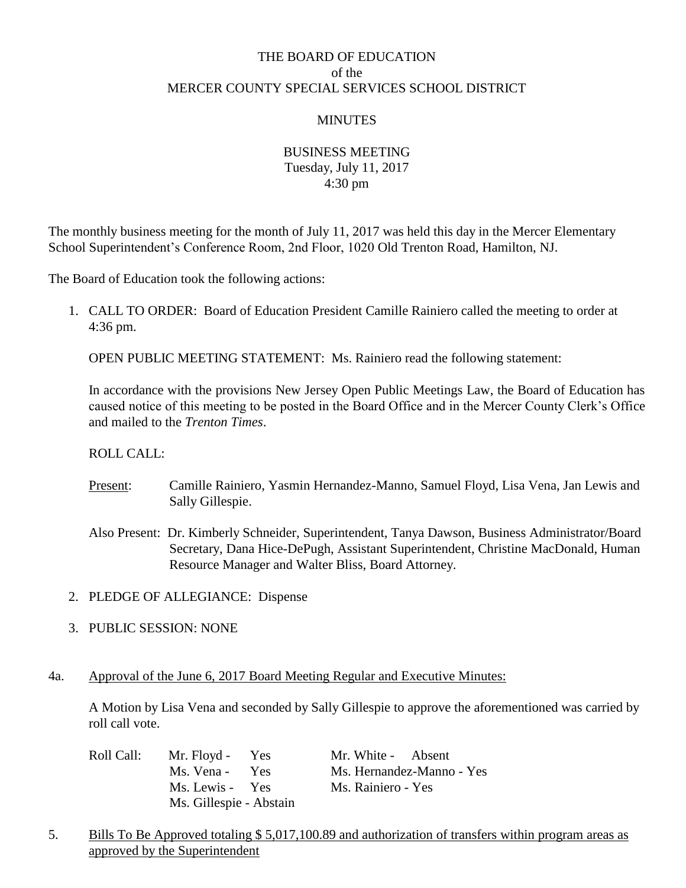THE BOARD OF EDUCATION
of the
MERCER COUNTY SPECIAL SERVICES SCHOOL DISTRICT

MINUTES

BUSINESS MEETING
Tuesday, July 11, 2017
4:30 pm

The monthly business meeting for the month of July 11, 2017 was held this day in the Mercer Elementary School Superintendent's Conference Room, 2nd Floor, 1020 Old Trenton Road, Hamilton, NJ.

The Board of Education took the following actions:

1. CALL TO ORDER: Board of Education President Camille Rainiero called the meeting to order at 4:36 pm.

   OPEN PUBLIC MEETING STATEMENT: Ms. Rainiero read the following statement:

   In accordance with the provisions New Jersey Open Public Meetings Law, the Board of Education has caused notice of this meeting to be posted in the Board Office and in the Mercer County Clerk's Office and mailed to the *Trenton Times*.

   ROLL CALL:

   Present: Camille Rainiero, Yasmin Hernandez-Manno, Samuel Floyd, Lisa Vena, Jan Lewis and Sally Gillespie.

   Also Present: Dr. Kimberly Schneider, Superintendent, Tanya Dawson, Business Administrator/Board Secretary, Dana Hice-DePugh, Assistant Superintendent, Christine MacDonald, Human Resource Manager and Walter Bliss, Board Attorney.

2. PLEDGE OF ALLEGIANCE: Dispense

3. PUBLIC SESSION: NONE

4a. Approval of the June 6, 2017 Board Meeting Regular and Executive Minutes:

A Motion by Lisa Vena and seconded by Sally Gillespie to approve the aforementioned was carried by roll call vote.

Roll Call:
Mr. Floyd - Yes
Ms. Vena - Yes
Ms. Lewis - Yes
Ms. Gillespie - Abstain
Mr. White - Absent
Ms. Hernandez-Manno - Yes
Ms. Rainiero - Yes

5. Bills To Be Approved totaling $ 5,017,100.89 and authorization of transfers within program areas as approved by the Superintendent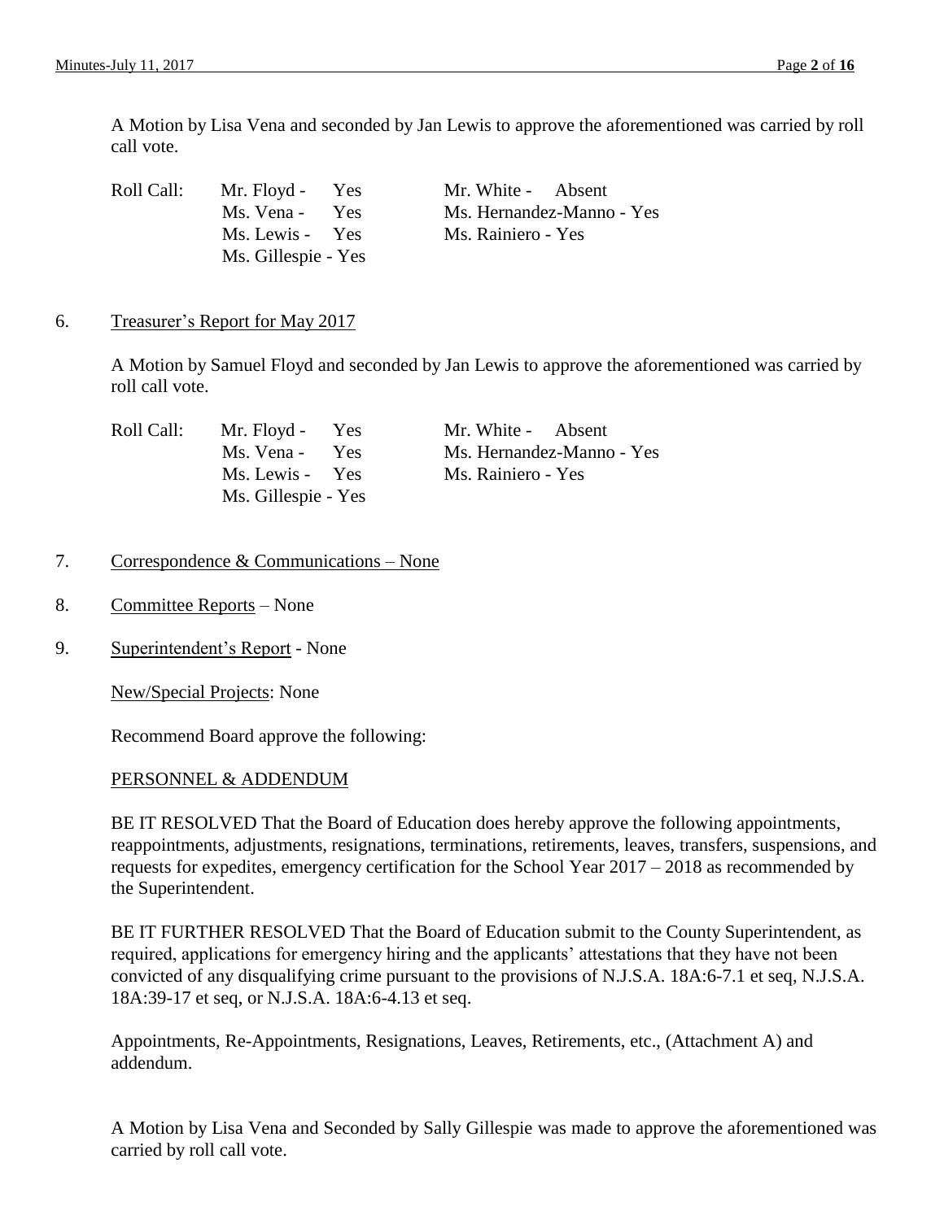A Motion by Lisa Vena and seconded by Jan Lewis to approve the aforementioned was carried by roll call vote.

| Roll Call: | | |
|---|---|---|
| | Mr. Floyd - Yes | Mr. White - Absent |
| | Ms. Vena - Yes | Ms. Hernandez-Manno - Yes |
| | Ms. Lewis - Yes | Ms. Rainiero - Yes |
| | Ms. Gillespie - Yes | |

6. Treasurer's Report for May 2017

A Motion by Samuel Floyd and seconded by Jan Lewis to approve the aforementioned was carried by roll call vote.

| Roll Call: | | |
|---|---|---|
| | Mr. Floyd - Yes | Mr. White - Absent |
| | Ms. Vena - Yes | Ms. Hernandez-Manno - Yes |
| | Ms. Lewis - Yes | Ms. Rainiero - Yes |
| | Ms. Gillespie - Yes | |

7. Correspondence & Communications – None

8. Committee Reports – None

9. Superintendent's Report - None

New/Special Projects: None

Recommend Board approve the following:

PERSONNEL & ADDENDUM

BE IT RESOLVED That the Board of Education does hereby approve the following appointments, reappointments, adjustments, resignations, terminations, retirements, leaves, transfers, suspensions, and requests for expedites, emergency certification for the School Year 2017 – 2018 as recommended by the Superintendent.

BE IT FURTHER RESOLVED That the Board of Education submit to the County Superintendent, as required, applications for emergency hiring and the applicants' attestations that they have not been convicted of any disqualifying crime pursuant to the provisions of N.J.S.A. 18A:6-7.1 et seq, N.J.S.A. 18A:39-17 et seq, or N.J.S.A. 18A:6-4.13 et seq.

Appointments, Re-Appointments, Resignations, Leaves, Retirements, etc., (Attachment A) and addendum.

A Motion by Lisa Vena and Seconded by Sally Gillespie was made to approve the aforementioned was carried by roll call vote.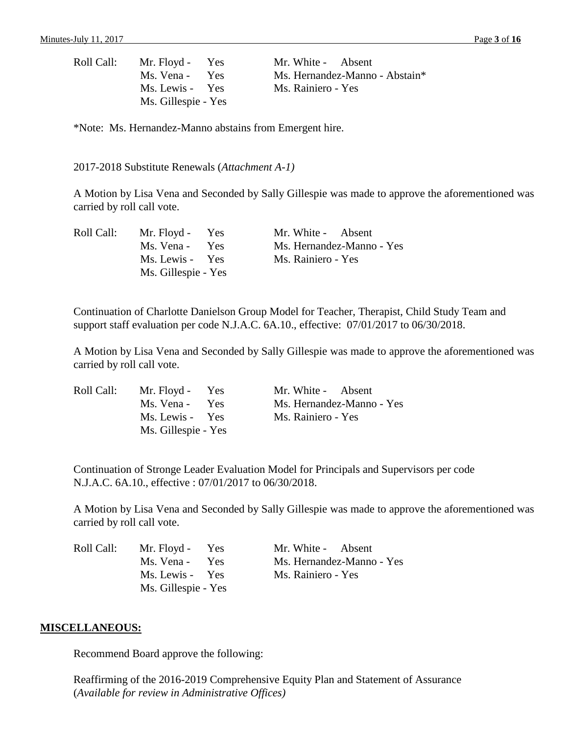| Roll Call: | Mr. Floyd - Yes | Mr. White - Absent |
|---|---|---|
| | Ms. Vena - Yes | Ms. Hernandez-Manno - Abstain* |
| | Ms. Lewis - Yes | Ms. Rainiero - Yes |
| | Ms. Gillespie - Yes | |

*Note: Ms. Hernandez-Manno abstains from Emergent hire.

2017-2018 Substitute Renewals (*Attachment A-1)*

A Motion by Lisa Vena and Seconded by Sally Gillespie was made to approve the aforementioned was carried by roll call vote.

| Roll Call: | Mr. Floyd - Yes | Mr. White - Absent |
|---|---|---|
| | Ms. Vena - Yes | Ms. Hernandez-Manno - Yes |
| | Ms. Lewis - Yes | Ms. Rainiero - Yes |
| | Ms. Gillespie - Yes | |

Continuation of Charlotte Danielson Group Model for Teacher, Therapist, Child Study Team and support staff evaluation per code N.J.A.C. 6A.10., effective: 07/01/2017 to 06/30/2018.

A Motion by Lisa Vena and Seconded by Sally Gillespie was made to approve the aforementioned was carried by roll call vote.

| Roll Call: | Mr. Floyd - Yes | Mr. White - Absent |
|---|---|---|
| | Ms. Vena - Yes | Ms. Hernandez-Manno - Yes |
| | Ms. Lewis - Yes | Ms. Rainiero - Yes |
| | Ms. Gillespie - Yes | |

Continuation of Stronge Leader Evaluation Model for Principals and Supervisors per code N.J.A.C. 6A.10., effective : 07/01/2017 to 06/30/2018.

A Motion by Lisa Vena and Seconded by Sally Gillespie was made to approve the aforementioned was carried by roll call vote.

| Roll Call: | Mr. Floyd - Yes | Mr. White - Absent |
|---|---|---|
| | Ms. Vena - Yes | Ms. Hernandez-Manno - Yes |
| | Ms. Lewis - Yes | Ms. Rainiero - Yes |
| | Ms. Gillespie - Yes | |

**MISCELLANEOUS:**

Recommend Board approve the following:

Reaffirming of the 2016-2019 Comprehensive Equity Plan and Statement of Assurance (*Available for review in Administrative Offices)*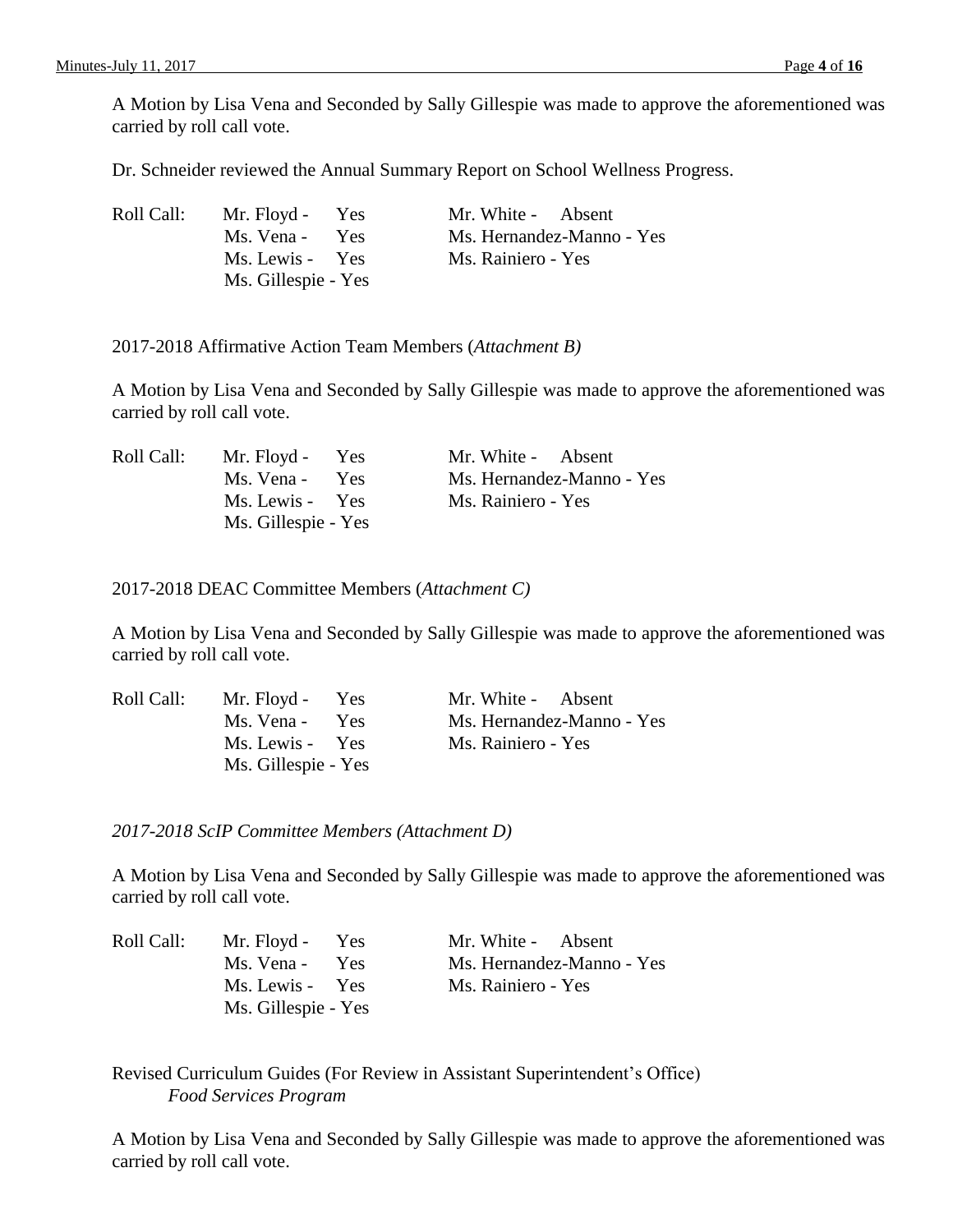A Motion by Lisa Vena and Seconded by Sally Gillespie was made to approve the aforementioned was carried by roll call vote.

Dr. Schneider reviewed the Annual Summary Report on School Wellness Progress.

| Roll Call: | | |
|---|---|---|
| | Mr. Floyd - Yes | Mr. White - Absent |
| | Ms. Vena - Yes | Ms. Hernandez-Manno - Yes |
| | Ms. Lewis - Yes | Ms. Rainiero - Yes |
| | Ms. Gillespie - Yes | |

2017-2018 Affirmative Action Team Members (*Attachment B)*

A Motion by Lisa Vena and Seconded by Sally Gillespie was made to approve the aforementioned was carried by roll call vote.

| Roll Call: | | |
|---|---|---|
| | Mr. Floyd - Yes | Mr. White - Absent |
| | Ms. Vena - Yes | Ms. Hernandez-Manno - Yes |
| | Ms. Lewis - Yes | Ms. Rainiero - Yes |
| | Ms. Gillespie - Yes | |

2017-2018 DEAC Committee Members (*Attachment C)*

A Motion by Lisa Vena and Seconded by Sally Gillespie was made to approve the aforementioned was carried by roll call vote.

| Roll Call: | | |
|---|---|---|
| | Mr. Floyd - Yes | Mr. White - Absent |
| | Ms. Vena - Yes | Ms. Hernandez-Manno - Yes |
| | Ms. Lewis - Yes | Ms. Rainiero - Yes |
| | Ms. Gillespie - Yes | |

*2017-2018 ScIP Committee Members (Attachment D)*

A Motion by Lisa Vena and Seconded by Sally Gillespie was made to approve the aforementioned was carried by roll call vote.

| Roll Call: | | |
|---|---|---|
| | Mr. Floyd - Yes | Mr. White - Absent |
| | Ms. Vena - Yes | Ms. Hernandez-Manno - Yes |
| | Ms. Lewis - Yes | Ms. Rainiero - Yes |
| | Ms. Gillespie - Yes | |

Revised Curriculum Guides (For Review in Assistant Superintendent's Office)
*Food Services Program*

A Motion by Lisa Vena and Seconded by Sally Gillespie was made to approve the aforementioned was carried by roll call vote.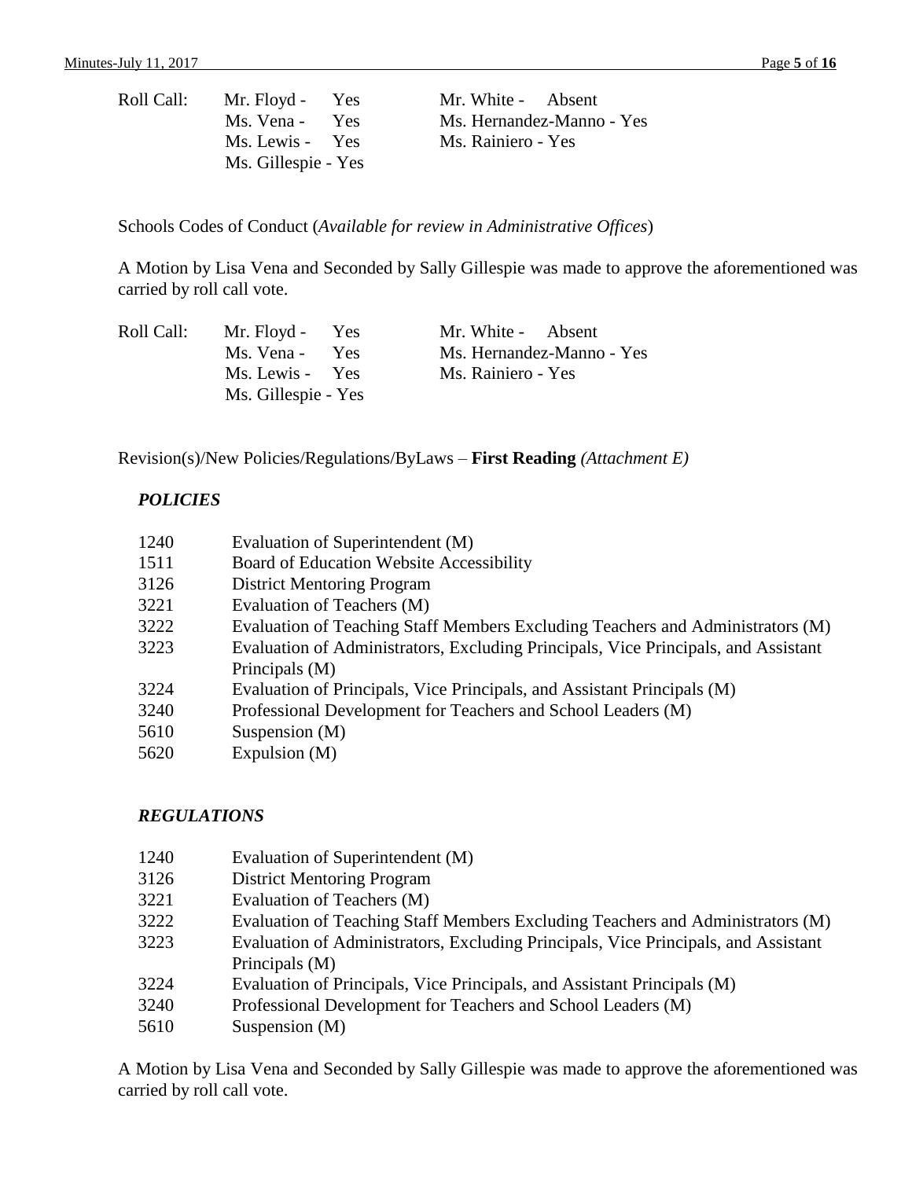Roll Call:

| | |
|---|---|
| Mr. Floyd - Yes | Mr. White - Absent |
| Ms. Vena - Yes | Ms. Hernandez-Manno - Yes |
| Ms. Lewis - Yes | Ms. Rainiero - Yes |
| Ms. Gillespie - Yes | |

Schools Codes of Conduct (*Available for review in Administrative Offices*)

A Motion by Lisa Vena and Seconded by Sally Gillespie was made to approve the aforementioned was carried by roll call vote.

Roll Call:

| | |
|---|---|
| Mr. Floyd - Yes | Mr. White - Absent |
| Ms. Vena - Yes | Ms. Hernandez-Manno - Yes |
| Ms. Lewis - Yes | Ms. Rainiero - Yes |
| Ms. Gillespie - Yes | |

Revision(s)/New Policies/Regulations/ByLaws – **First Reading** *(Attachment E)*

***POLICIES***

| | |
|---|---|
| 1240 | Evaluation of Superintendent (M) |
| 1511 | Board of Education Website Accessibility |
| 3126 | District Mentoring Program |
| 3221 | Evaluation of Teachers (M) |
| 3222 | Evaluation of Teaching Staff Members Excluding Teachers and Administrators (M) |
| 3223 | Evaluation of Administrators, Excluding Principals, Vice Principals, and Assistant Principals (M) |
| 3224 | Evaluation of Principals, Vice Principals, and Assistant Principals (M) |
| 3240 | Professional Development for Teachers and School Leaders (M) |
| 5610 | Suspension (M) |
| 5620 | Expulsion (M) |

***REGULATIONS***

| | |
|---|---|
| 1240 | Evaluation of Superintendent (M) |
| 3126 | District Mentoring Program |
| 3221 | Evaluation of Teachers (M) |
| 3222 | Evaluation of Teaching Staff Members Excluding Teachers and Administrators (M) |
| 3223 | Evaluation of Administrators, Excluding Principals, Vice Principals, and Assistant Principals (M) |
| 3224 | Evaluation of Principals, Vice Principals, and Assistant Principals (M) |
| 3240 | Professional Development for Teachers and School Leaders (M) |
| 5610 | Suspension (M) |

A Motion by Lisa Vena and Seconded by Sally Gillespie was made to approve the aforementioned was carried by roll call vote.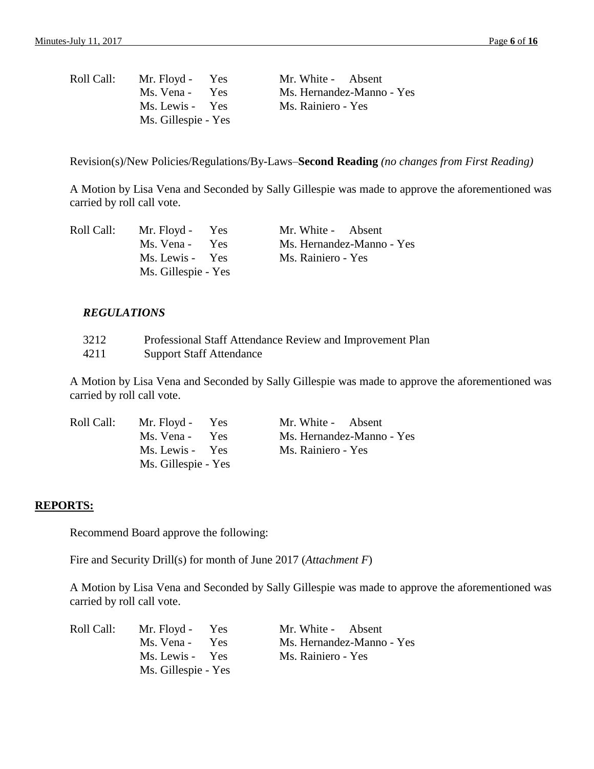| Roll Call: | Mr. Floyd - Yes | Mr. White - Absent |
|---|---|---|
| | Ms. Vena - Yes | Ms. Hernandez-Manno - Yes |
| | Ms. Lewis - Yes | Ms. Rainiero - Yes |
| | Ms. Gillespie - Yes | |

Revision(s)/New Policies/Regulations/By-Laws–**Second Reading** *(no changes from First Reading)*

A Motion by Lisa Vena and Seconded by Sally Gillespie was made to approve the aforementioned was carried by roll call vote.

| Roll Call: | Mr. Floyd - Yes | Mr. White - Absent |
|---|---|---|
| | Ms. Vena - Yes | Ms. Hernandez-Manno - Yes |
| | Ms. Lewis - Yes | Ms. Rainiero - Yes |
| | Ms. Gillespie - Yes | |

***REGULATIONS***

3212 Professional Staff Attendance Review and Improvement Plan
4211 Support Staff Attendance

A Motion by Lisa Vena and Seconded by Sally Gillespie was made to approve the aforementioned was carried by roll call vote.

| Roll Call: | Mr. Floyd - Yes | Mr. White - Absent |
|---|---|---|
| | Ms. Vena - Yes | Ms. Hernandez-Manno - Yes |
| | Ms. Lewis - Yes | Ms. Rainiero - Yes |
| | Ms. Gillespie - Yes | |

**REPORTS:**

Recommend Board approve the following:

Fire and Security Drill(s) for month of June 2017 (*Attachment F*)

A Motion by Lisa Vena and Seconded by Sally Gillespie was made to approve the aforementioned was carried by roll call vote.

| Roll Call: | Mr. Floyd - Yes | Mr. White - Absent |
|---|---|---|
| | Ms. Vena - Yes | Ms. Hernandez-Manno - Yes |
| | Ms. Lewis - Yes | Ms. Rainiero - Yes |
| | Ms. Gillespie - Yes | |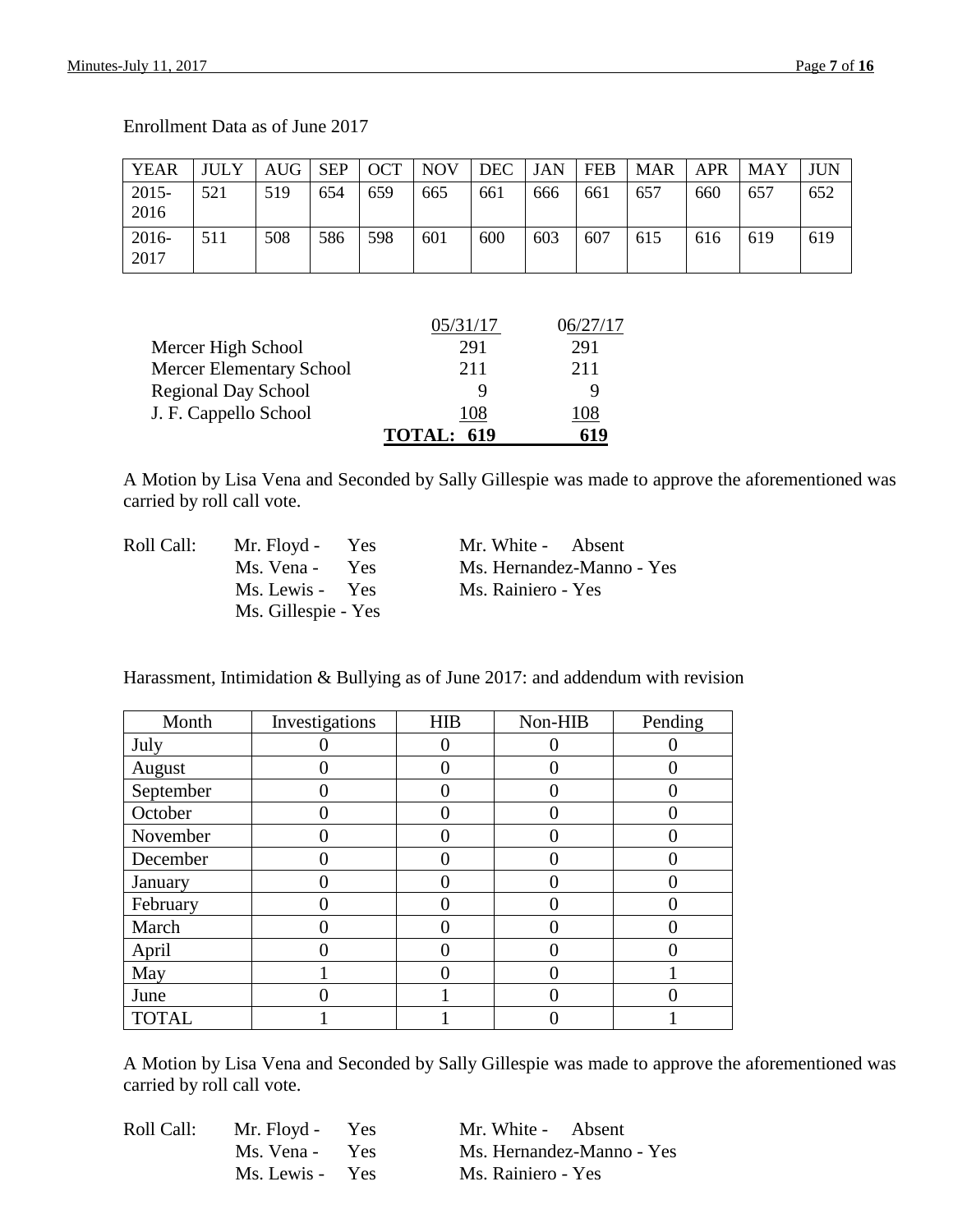Enrollment Data as of June 2017

| YEAR | JULY | AUG | SEP | OCT | NOV | DEC | JAN | FEB | MAR | APR | MAY | JUN |
|---|---|---|---|---|---|---|---|---|---|---|---|---|
| 2015-2016 | 521 | 519 | 654 | 659 | 665 | 661 | 666 | 661 | 657 | 660 | 657 | 652 |
| 2016-2017 | 511 | 508 | 586 | 598 | 601 | 600 | 603 | 607 | 615 | 616 | 619 | 619 |

| | 05/31/17 | 06/27/17 |
|---|---|---|
| Mercer High School | 291 | 291 |
| Mercer Elementary School | 211 | 211 |
| Regional Day School | 9 | 9 |
| J. F. Cappello School | 108 | 108 |
| | **TOTAL: 619** | **619** |

A Motion by Lisa Vena and Seconded by Sally Gillespie was made to approve the aforementioned was carried by roll call vote.

Roll Call:
Mr. Floyd - Yes
Ms. Vena - Yes
Ms. Lewis - Yes
Ms. Gillespie - Yes
Mr. White - Absent
Ms. Hernandez-Manno - Yes
Ms. Rainiero - Yes

Harassment, Intimidation & Bullying as of June 2017: and addendum with revision

| Month | Investigations | HIB | Non-HIB | Pending |
|---|---|---|---|---|
| July | 0 | 0 | 0 | 0 |
| August | 0 | 0 | 0 | 0 |
| September | 0 | 0 | 0 | 0 |
| October | 0 | 0 | 0 | 0 |
| November | 0 | 0 | 0 | 0 |
| December | 0 | 0 | 0 | 0 |
| January | 0 | 0 | 0 | 0 |
| February | 0 | 0 | 0 | 0 |
| March | 0 | 0 | 0 | 0 |
| April | 0 | 0 | 0 | 0 |
| May | 1 | 0 | 0 | 1 |
| June | 0 | 1 | 0 | 0 |
| TOTAL | 1 | 1 | 0 | 1 |

A Motion by Lisa Vena and Seconded by Sally Gillespie was made to approve the aforementioned was carried by roll call vote.

Roll Call:
Mr. Floyd - Yes
Ms. Vena - Yes
Ms. Lewis - Yes
Mr. White - Absent
Ms. Hernandez-Manno - Yes
Ms. Rainiero - Yes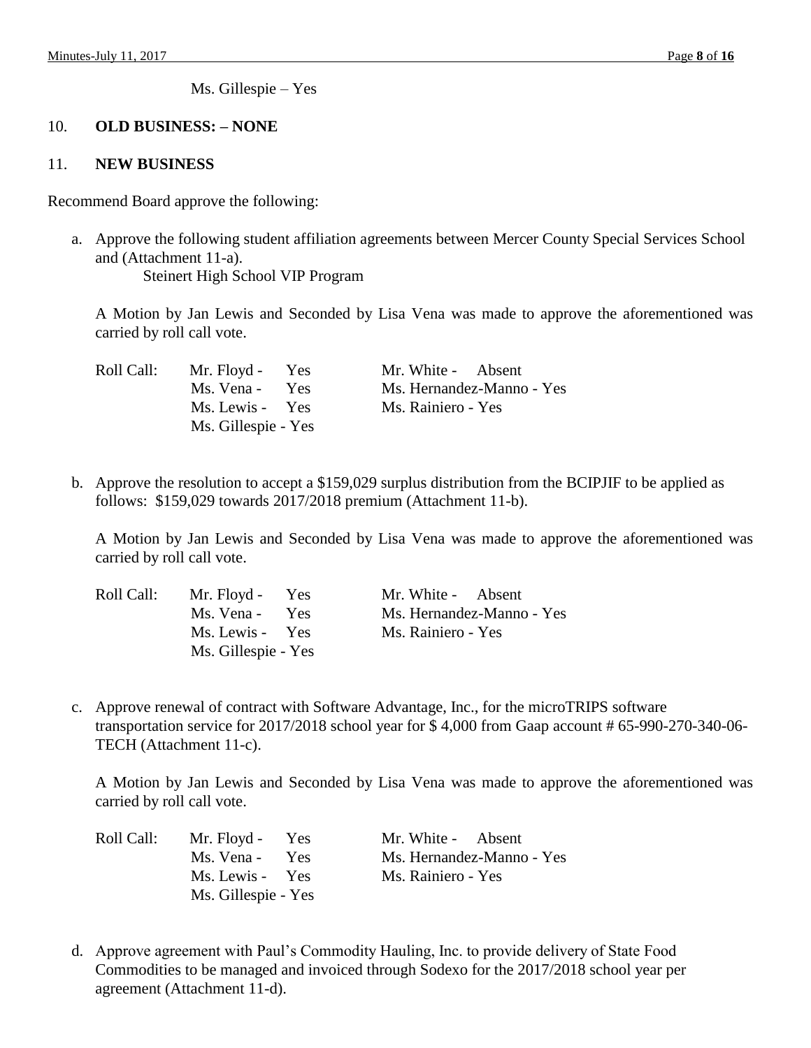Ms. Gillespie – Yes

## 10. **OLD BUSINESS: – NONE**

## 11. **NEW BUSINESS**

Recommend Board approve the following:

a. Approve the following student affiliation agreements between Mercer County Special Services School and (Attachment 11-a).

   Steinert High School VIP Program

   A Motion by Jan Lewis and Seconded by Lisa Vena was made to approve the aforementioned was carried by roll call vote.

   | Roll Call: | Mr. Floyd - Yes | Mr. White - Absent |
   |---|---|---|
   | | Ms. Vena - Yes | Ms. Hernandez-Manno - Yes |
   | | Ms. Lewis - Yes | Ms. Rainiero - Yes |
   | | Ms. Gillespie - Yes | |

b. Approve the resolution to accept a $159,029 surplus distribution from the BCIPJIF to be applied as follows: $159,029 towards 2017/2018 premium (Attachment 11-b).

   A Motion by Jan Lewis and Seconded by Lisa Vena was made to approve the aforementioned was carried by roll call vote.

   | Roll Call: | Mr. Floyd - Yes | Mr. White - Absent |
   |---|---|---|
   | | Ms. Vena - Yes | Ms. Hernandez-Manno - Yes |
   | | Ms. Lewis - Yes | Ms. Rainiero - Yes |
   | | Ms. Gillespie - Yes | |

c. Approve renewal of contract with Software Advantage, Inc., for the microTRIPS software transportation service for 2017/2018 school year for $ 4,000 from Gaap account # 65-990-270-340-06-TECH (Attachment 11-c).

   A Motion by Jan Lewis and Seconded by Lisa Vena was made to approve the aforementioned was carried by roll call vote.

   | Roll Call: | Mr. Floyd - Yes | Mr. White - Absent |
   |---|---|---|
   | | Ms. Vena - Yes | Ms. Hernandez-Manno - Yes |
   | | Ms. Lewis - Yes | Ms. Rainiero - Yes |
   | | Ms. Gillespie - Yes | |

d. Approve agreement with Paul's Commodity Hauling, Inc. to provide delivery of State Food Commodities to be managed and invoiced through Sodexo for the 2017/2018 school year per agreement (Attachment 11-d).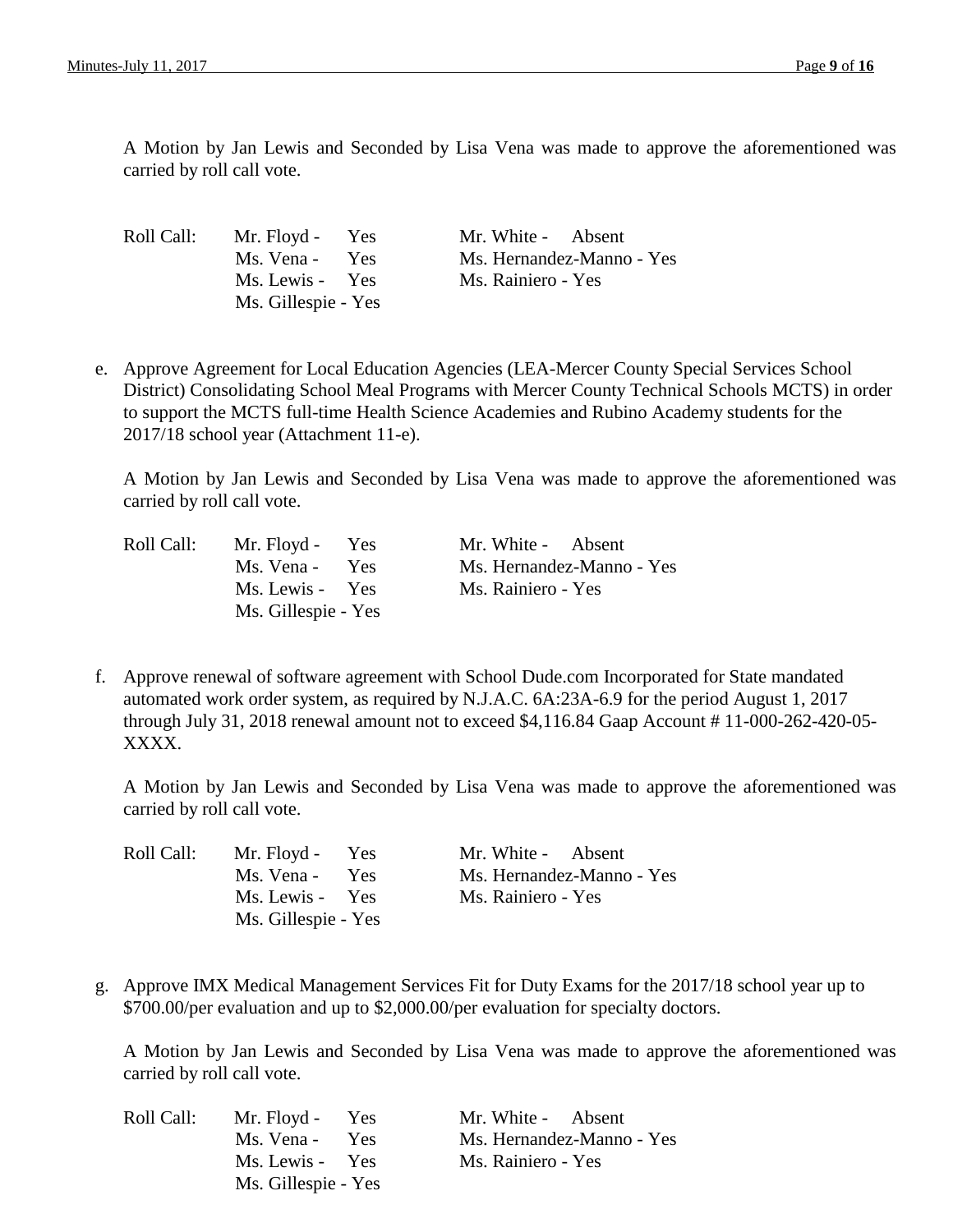A Motion by Jan Lewis and Seconded by Lisa Vena was made to approve the aforementioned was carried by roll call vote.

| Roll Call: | Mr. Floyd - Yes | Mr. White - Absent |
|---|---|---|
| | Ms. Vena - Yes | Ms. Hernandez-Manno - Yes |
| | Ms. Lewis - Yes | Ms. Rainiero - Yes |
| | Ms. Gillespie - Yes | |

e. Approve Agreement for Local Education Agencies (LEA-Mercer County Special Services School District) Consolidating School Meal Programs with Mercer County Technical Schools MCTS) in order to support the MCTS full-time Health Science Academies and Rubino Academy students for the 2017/18 school year (Attachment 11-e).

A Motion by Jan Lewis and Seconded by Lisa Vena was made to approve the aforementioned was carried by roll call vote.

| Roll Call: | Mr. Floyd - Yes | Mr. White - Absent |
|---|---|---|
| | Ms. Vena - Yes | Ms. Hernandez-Manno - Yes |
| | Ms. Lewis - Yes | Ms. Rainiero - Yes |
| | Ms. Gillespie - Yes | |

f. Approve renewal of software agreement with School Dude.com Incorporated for State mandated automated work order system, as required by N.J.A.C. 6A:23A-6.9 for the period August 1, 2017 through July 31, 2018 renewal amount not to exceed $4,116.84 Gaap Account # 11-000-262-420-05-XXXX.

A Motion by Jan Lewis and Seconded by Lisa Vena was made to approve the aforementioned was carried by roll call vote.

| Roll Call: | Mr. Floyd - Yes | Mr. White - Absent |
|---|---|---|
| | Ms. Vena - Yes | Ms. Hernandez-Manno - Yes |
| | Ms. Lewis - Yes | Ms. Rainiero - Yes |
| | Ms. Gillespie - Yes | |

g. Approve IMX Medical Management Services Fit for Duty Exams for the 2017/18 school year up to $700.00/per evaluation and up to $2,000.00/per evaluation for specialty doctors.

A Motion by Jan Lewis and Seconded by Lisa Vena was made to approve the aforementioned was carried by roll call vote.

| Roll Call: | Mr. Floyd - Yes | Mr. White - Absent |
|---|---|---|
| | Ms. Vena - Yes | Ms. Hernandez-Manno - Yes |
| | Ms. Lewis - Yes | Ms. Rainiero - Yes |
| | Ms. Gillespie - Yes | |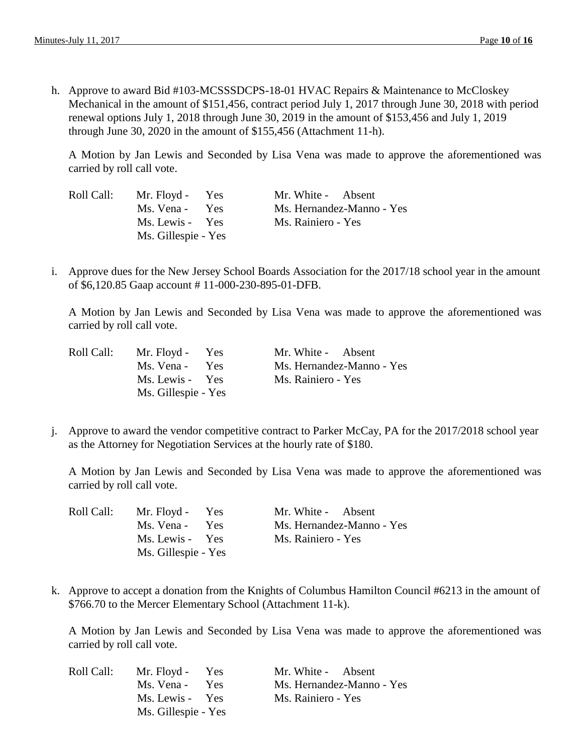h. Approve to award Bid #103-MCSSSDCPS-18-01 HVAC Repairs & Maintenance to McCloskey Mechanical in the amount of $151,456, contract period July 1, 2017 through June 30, 2018 with period renewal options July 1, 2018 through June 30, 2019 in the amount of $153,456 and July 1, 2019 through June 30, 2020 in the amount of $155,456 (Attachment 11-h).

   A Motion by Jan Lewis and Seconded by Lisa Vena was made to approve the aforementioned was carried by roll call vote.

   | Roll Call: | Mr. Floyd - Yes | Mr. White - Absent |
   |---|---|---|
   | | Ms. Vena - Yes | Ms. Hernandez-Manno - Yes |
   | | Ms. Lewis - Yes | Ms. Rainiero - Yes |
   | | Ms. Gillespie - Yes | |

i. Approve dues for the New Jersey School Boards Association for the 2017/18 school year in the amount of $6,120.85 Gaap account # 11-000-230-895-01-DFB.

   A Motion by Jan Lewis and Seconded by Lisa Vena was made to approve the aforementioned was carried by roll call vote.

   | Roll Call: | Mr. Floyd - Yes | Mr. White - Absent |
   |---|---|---|
   | | Ms. Vena - Yes | Ms. Hernandez-Manno - Yes |
   | | Ms. Lewis - Yes | Ms. Rainiero - Yes |
   | | Ms. Gillespie - Yes | |

j. Approve to award the vendor competitive contract to Parker McCay, PA for the 2017/2018 school year as the Attorney for Negotiation Services at the hourly rate of $180.

   A Motion by Jan Lewis and Seconded by Lisa Vena was made to approve the aforementioned was carried by roll call vote.

   | Roll Call: | Mr. Floyd - Yes | Mr. White - Absent |
   |---|---|---|
   | | Ms. Vena - Yes | Ms. Hernandez-Manno - Yes |
   | | Ms. Lewis - Yes | Ms. Rainiero - Yes |
   | | Ms. Gillespie - Yes | |

k. Approve to accept a donation from the Knights of Columbus Hamilton Council #6213 in the amount of $766.70 to the Mercer Elementary School (Attachment 11-k).

   A Motion by Jan Lewis and Seconded by Lisa Vena was made to approve the aforementioned was carried by roll call vote.

   | Roll Call: | Mr. Floyd - Yes | Mr. White - Absent |
   |---|---|---|
   | | Ms. Vena - Yes | Ms. Hernandez-Manno - Yes |
   | | Ms. Lewis - Yes | Ms. Rainiero - Yes |
   | | Ms. Gillespie - Yes | |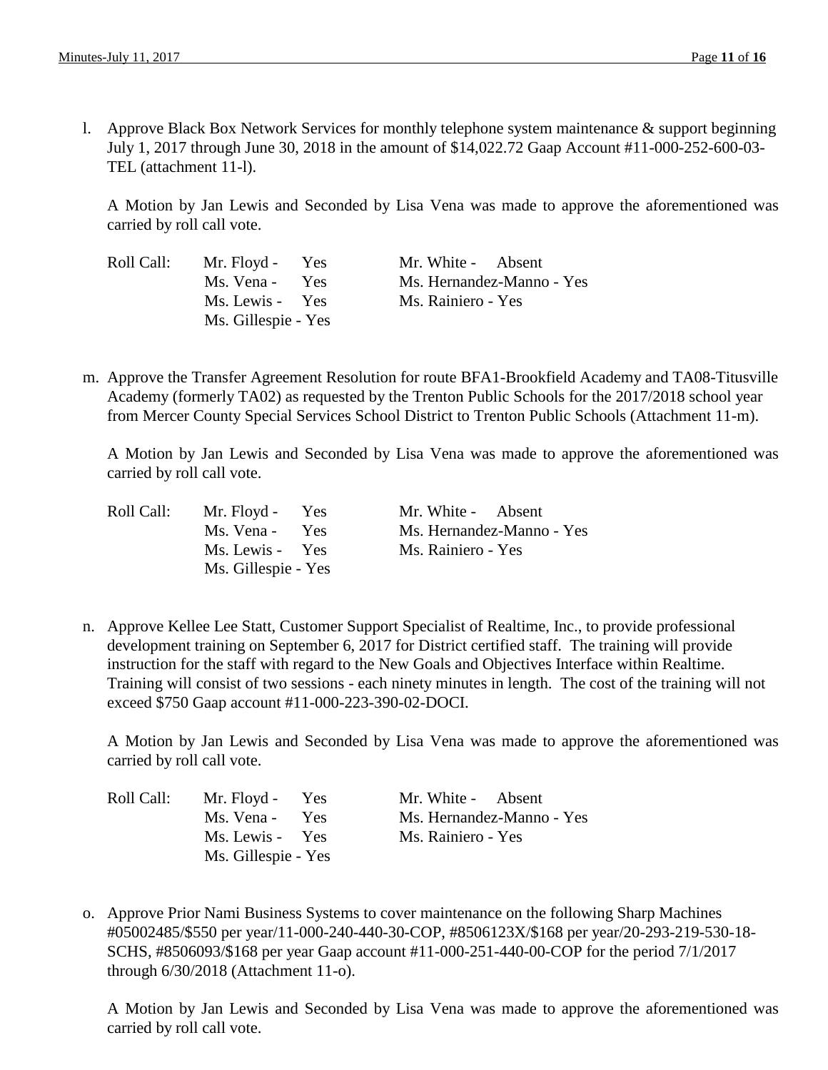l. Approve Black Box Network Services for monthly telephone system maintenance & support beginning July 1, 2017 through June 30, 2018 in the amount of $14,022.72 Gaap Account #11-000-252-600-03-TEL (attachment 11-l).

   A Motion by Jan Lewis and Seconded by Lisa Vena was made to approve the aforementioned was carried by roll call vote.

   | Roll Call: | Mr. Floyd - Yes | Mr. White - Absent |
   |---|---|---|
   | | Ms. Vena - Yes | Ms. Hernandez-Manno - Yes |
   | | Ms. Lewis - Yes | Ms. Rainiero - Yes |
   | | Ms. Gillespie - Yes | |

m. Approve the Transfer Agreement Resolution for route BFA1-Brookfield Academy and TA08-Titusville Academy (formerly TA02) as requested by the Trenton Public Schools for the 2017/2018 school year from Mercer County Special Services School District to Trenton Public Schools (Attachment 11-m).

   A Motion by Jan Lewis and Seconded by Lisa Vena was made to approve the aforementioned was carried by roll call vote.

   | Roll Call: | Mr. Floyd - Yes | Mr. White - Absent |
   |---|---|---|
   | | Ms. Vena - Yes | Ms. Hernandez-Manno - Yes |
   | | Ms. Lewis - Yes | Ms. Rainiero - Yes |
   | | Ms. Gillespie - Yes | |

n. Approve Kellee Lee Statt, Customer Support Specialist of Realtime, Inc., to provide professional development training on September 6, 2017 for District certified staff. The training will provide instruction for the staff with regard to the New Goals and Objectives Interface within Realtime. Training will consist of two sessions - each ninety minutes in length. The cost of the training will not exceed $750 Gaap account #11-000-223-390-02-DOCI.

   A Motion by Jan Lewis and Seconded by Lisa Vena was made to approve the aforementioned was carried by roll call vote.

   | Roll Call: | Mr. Floyd - Yes | Mr. White - Absent |
   |---|---|---|
   | | Ms. Vena - Yes | Ms. Hernandez-Manno - Yes |
   | | Ms. Lewis - Yes | Ms. Rainiero - Yes |
   | | Ms. Gillespie - Yes | |

o. Approve Prior Nami Business Systems to cover maintenance on the following Sharp Machines #05002485/$550 per year/11-000-240-440-30-COP, #8506123X/$168 per year/20-293-219-530-18-SCHS, #8506093/$168 per year Gaap account #11-000-251-440-00-COP for the period 7/1/2017 through 6/30/2018 (Attachment 11-o).

   A Motion by Jan Lewis and Seconded by Lisa Vena was made to approve the aforementioned was carried by roll call vote.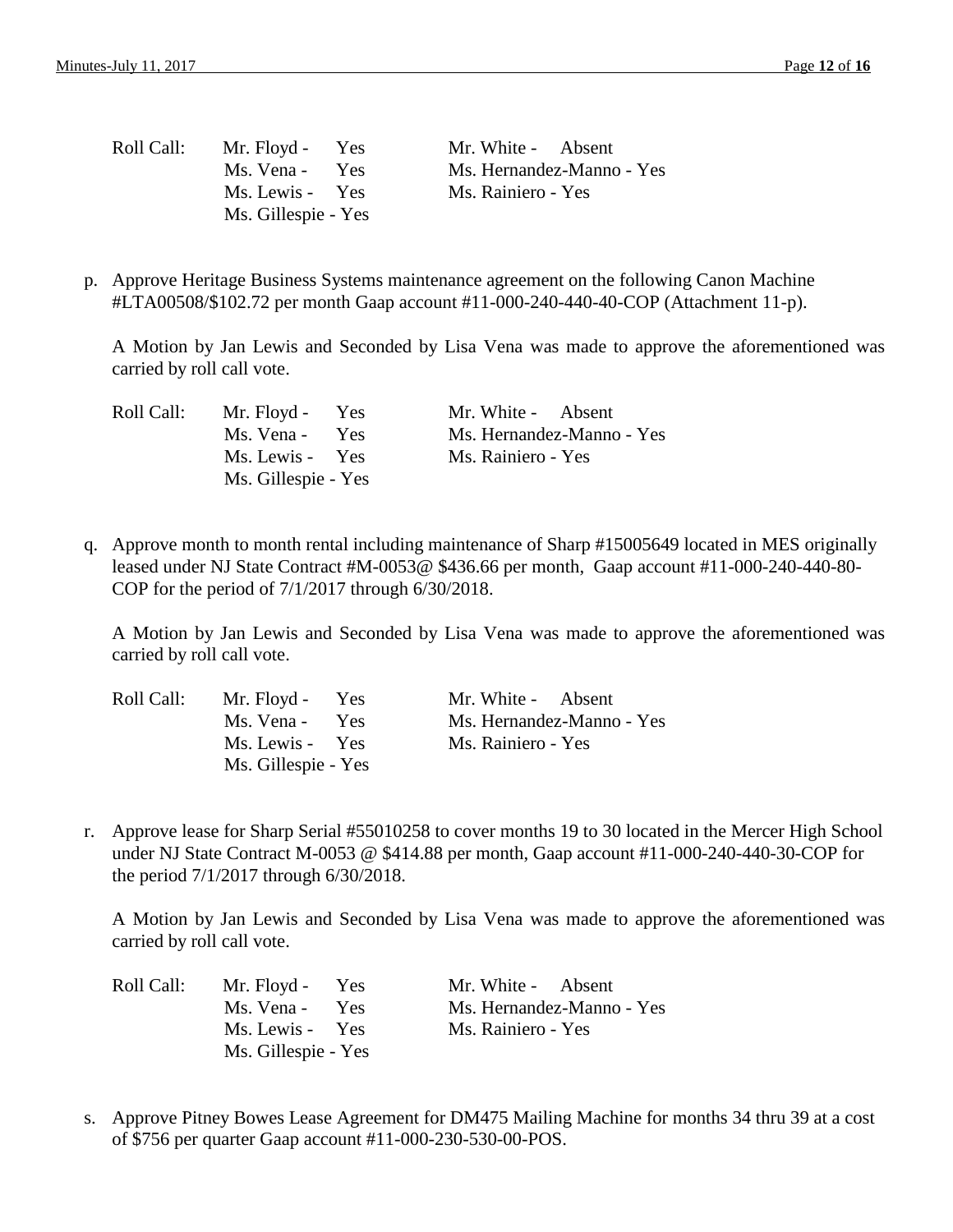| Roll Call: | Mr. Floyd - Yes | Mr. White - Absent |
|---|---|---|
| | Ms. Vena - Yes | Ms. Hernandez-Manno - Yes |
| | Ms. Lewis - Yes | Ms. Rainiero - Yes |
| | Ms. Gillespie - Yes | |

p. Approve Heritage Business Systems maintenance agreement on the following Canon Machine #LTA00508/$102.72 per month Gaap account #11-000-240-440-40-COP (Attachment 11-p).

   A Motion by Jan Lewis and Seconded by Lisa Vena was made to approve the aforementioned was carried by roll call vote.

| Roll Call: | Mr. Floyd - Yes | Mr. White - Absent |
|---|---|---|
| | Ms. Vena - Yes | Ms. Hernandez-Manno - Yes |
| | Ms. Lewis - Yes | Ms. Rainiero - Yes |
| | Ms. Gillespie - Yes | |

q. Approve month to month rental including maintenance of Sharp #15005649 located in MES originally leased under NJ State Contract #M-0053@ $436.66 per month, Gaap account #11-000-240-440-80-COP for the period of 7/1/2017 through 6/30/2018.

   A Motion by Jan Lewis and Seconded by Lisa Vena was made to approve the aforementioned was carried by roll call vote.

| Roll Call: | Mr. Floyd - Yes | Mr. White - Absent |
|---|---|---|
| | Ms. Vena - Yes | Ms. Hernandez-Manno - Yes |
| | Ms. Lewis - Yes | Ms. Rainiero - Yes |
| | Ms. Gillespie - Yes | |

r. Approve lease for Sharp Serial #55010258 to cover months 19 to 30 located in the Mercer High School under NJ State Contract M-0053 @ $414.88 per month, Gaap account #11-000-240-440-30-COP for the period 7/1/2017 through 6/30/2018.

   A Motion by Jan Lewis and Seconded by Lisa Vena was made to approve the aforementioned was carried by roll call vote.

| Roll Call: | Mr. Floyd - Yes | Mr. White - Absent |
|---|---|---|
| | Ms. Vena - Yes | Ms. Hernandez-Manno - Yes |
| | Ms. Lewis - Yes | Ms. Rainiero - Yes |
| | Ms. Gillespie - Yes | |

s. Approve Pitney Bowes Lease Agreement for DM475 Mailing Machine for months 34 thru 39 at a cost of $756 per quarter Gaap account #11-000-230-530-00-POS.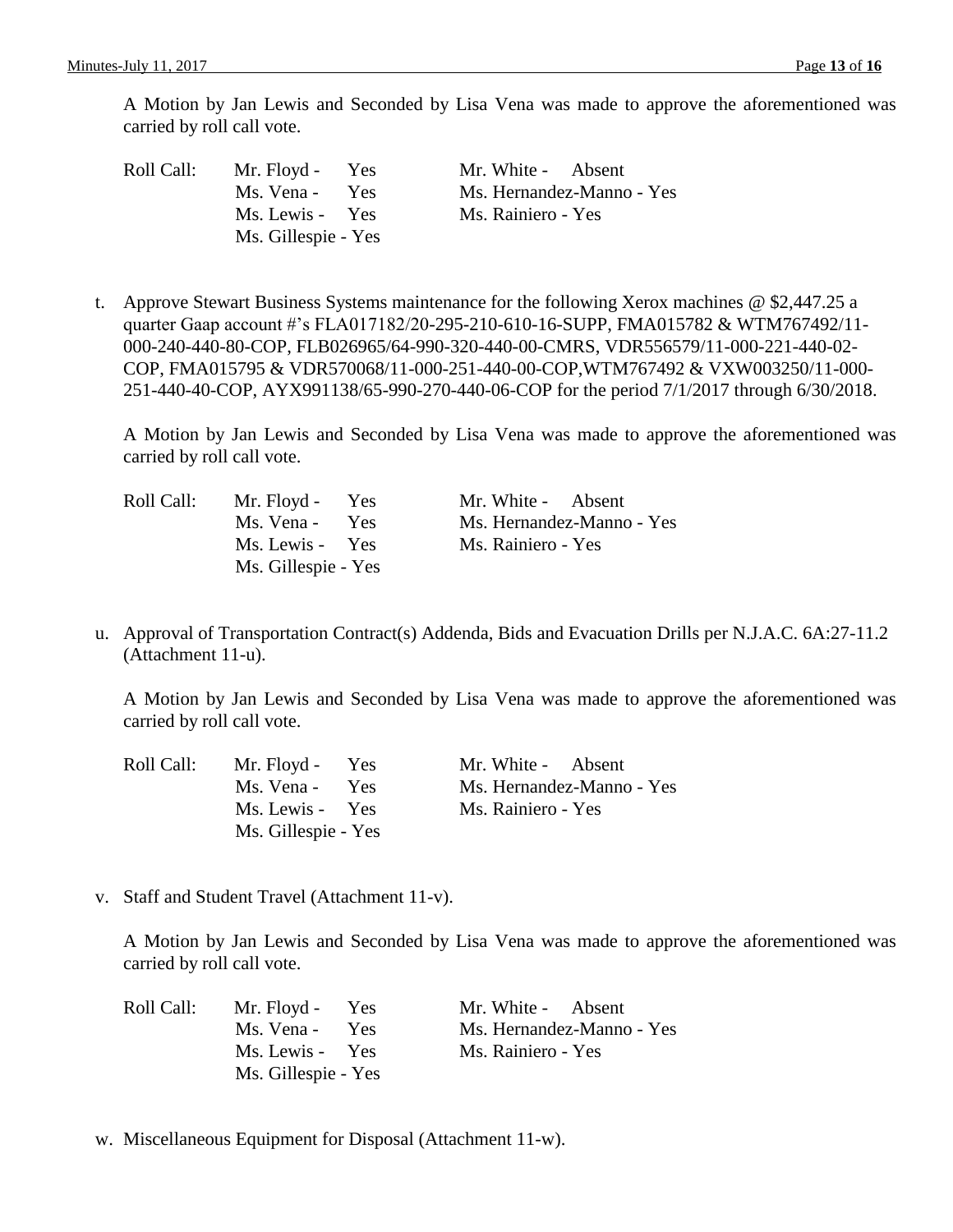A Motion by Jan Lewis and Seconded by Lisa Vena was made to approve the aforementioned was carried by roll call vote.

| Roll Call: | Mr. Floyd - Yes | Mr. White - Absent |
|---|---|---|
| | Ms. Vena - Yes | Ms. Hernandez-Manno - Yes |
| | Ms. Lewis - Yes | Ms. Rainiero - Yes |
| | Ms. Gillespie - Yes | |

t. Approve Stewart Business Systems maintenance for the following Xerox machines @ $2,447.25 a quarter Gaap account #'s FLA017182/20-295-210-610-16-SUPP, FMA015782 & WTM767492/11-000-240-440-80-COP, FLB026965/64-990-320-440-00-CMRS, VDR556579/11-000-221-440-02-COP, FMA015795 & VDR570068/11-000-251-440-00-COP,WTM767492 & VXW003250/11-000-251-440-40-COP, AYX991138/65-990-270-440-06-COP for the period 7/1/2017 through 6/30/2018.

A Motion by Jan Lewis and Seconded by Lisa Vena was made to approve the aforementioned was carried by roll call vote.

| Roll Call: | Mr. Floyd - Yes | Mr. White - Absent |
|---|---|---|
| | Ms. Vena - Yes | Ms. Hernandez-Manno - Yes |
| | Ms. Lewis - Yes | Ms. Rainiero - Yes |
| | Ms. Gillespie - Yes | |

u. Approval of Transportation Contract(s) Addenda, Bids and Evacuation Drills per N.J.A.C. 6A:27-11.2 (Attachment 11-u).

A Motion by Jan Lewis and Seconded by Lisa Vena was made to approve the aforementioned was carried by roll call vote.

| Roll Call: | Mr. Floyd - Yes | Mr. White - Absent |
|---|---|---|
| | Ms. Vena - Yes | Ms. Hernandez-Manno - Yes |
| | Ms. Lewis - Yes | Ms. Rainiero - Yes |
| | Ms. Gillespie - Yes | |

v. Staff and Student Travel (Attachment 11-v).

A Motion by Jan Lewis and Seconded by Lisa Vena was made to approve the aforementioned was carried by roll call vote.

| Roll Call: | Mr. Floyd - Yes | Mr. White - Absent |
|---|---|---|
| | Ms. Vena - Yes | Ms. Hernandez-Manno - Yes |
| | Ms. Lewis - Yes | Ms. Rainiero - Yes |
| | Ms. Gillespie - Yes | |

w. Miscellaneous Equipment for Disposal (Attachment 11-w).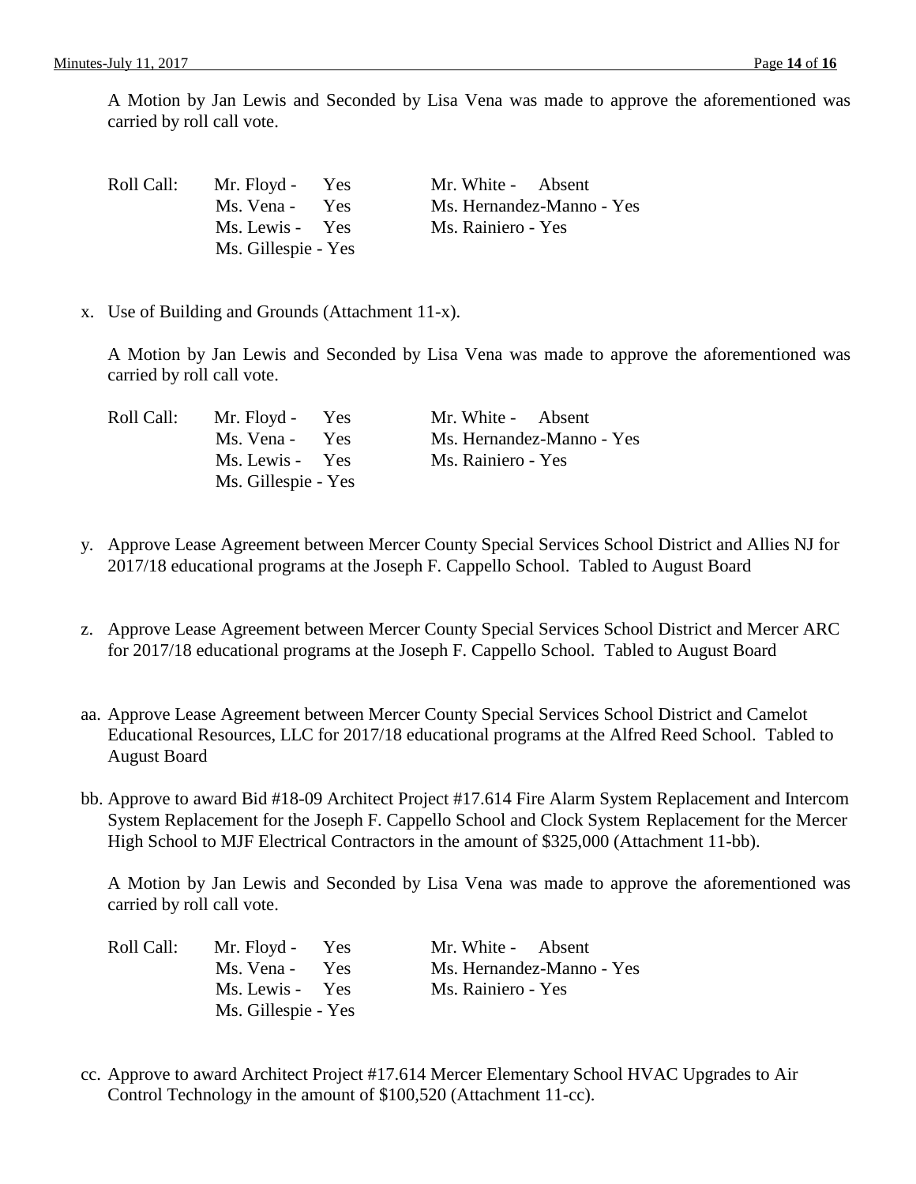A Motion by Jan Lewis and Seconded by Lisa Vena was made to approve the aforementioned was carried by roll call vote.

| Roll Call: | Mr. Floyd - Yes | Mr. White - Absent |
|---|---|---|
| | Ms. Vena - Yes | Ms. Hernandez-Manno - Yes |
| | Ms. Lewis - Yes | Ms. Rainiero - Yes |
| | Ms. Gillespie - Yes | |

x. Use of Building and Grounds (Attachment 11-x).

A Motion by Jan Lewis and Seconded by Lisa Vena was made to approve the aforementioned was carried by roll call vote.

| Roll Call: | Mr. Floyd - Yes | Mr. White - Absent |
|---|---|---|
| | Ms. Vena - Yes | Ms. Hernandez-Manno - Yes |
| | Ms. Lewis - Yes | Ms. Rainiero - Yes |
| | Ms. Gillespie - Yes | |

y. Approve Lease Agreement between Mercer County Special Services School District and Allies NJ for 2017/18 educational programs at the Joseph F. Cappello School. Tabled to August Board

z. Approve Lease Agreement between Mercer County Special Services School District and Mercer ARC for 2017/18 educational programs at the Joseph F. Cappello School. Tabled to August Board

aa. Approve Lease Agreement between Mercer County Special Services School District and Camelot Educational Resources, LLC for 2017/18 educational programs at the Alfred Reed School. Tabled to August Board

bb. Approve to award Bid #18-09 Architect Project #17.614 Fire Alarm System Replacement and Intercom System Replacement for the Joseph F. Cappello School and Clock System Replacement for the Mercer High School to MJF Electrical Contractors in the amount of $325,000 (Attachment 11-bb).

A Motion by Jan Lewis and Seconded by Lisa Vena was made to approve the aforementioned was carried by roll call vote.

| Roll Call: | Mr. Floyd - Yes | Mr. White - Absent |
|---|---|---|
| | Ms. Vena - Yes | Ms. Hernandez-Manno - Yes |
| | Ms. Lewis - Yes | Ms. Rainiero - Yes |
| | Ms. Gillespie - Yes | |

cc. Approve to award Architect Project #17.614 Mercer Elementary School HVAC Upgrades to Air Control Technology in the amount of $100,520 (Attachment 11-cc).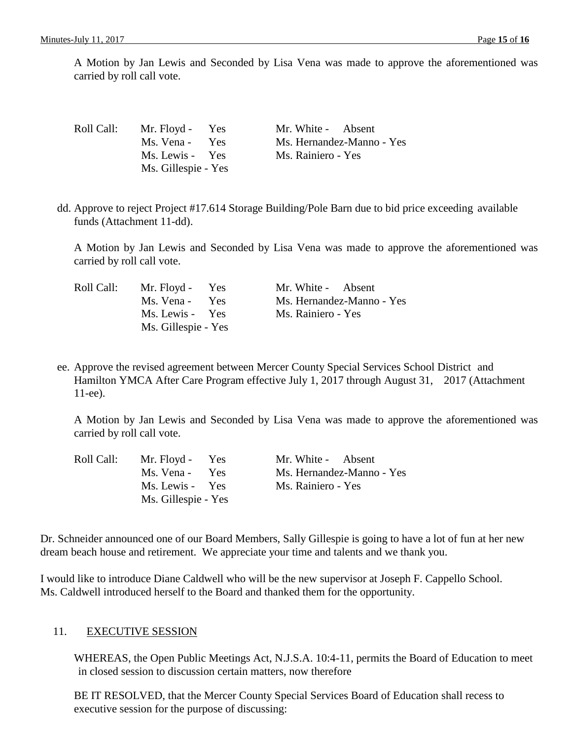A Motion by Jan Lewis and Seconded by Lisa Vena was made to approve the aforementioned was carried by roll call vote.

| Roll Call: | Mr. Floyd - Yes | Mr. White - Absent |
|---|---|---|
| | Ms. Vena - Yes | Ms. Hernandez-Manno - Yes |
| | Ms. Lewis - Yes | Ms. Rainiero - Yes |
| | Ms. Gillespie - Yes | |

dd. Approve to reject Project #17.614 Storage Building/Pole Barn due to bid price exceeding available funds (Attachment 11-dd).

A Motion by Jan Lewis and Seconded by Lisa Vena was made to approve the aforementioned was carried by roll call vote.

| Roll Call: | Mr. Floyd - Yes | Mr. White - Absent |
|---|---|---|
| | Ms. Vena - Yes | Ms. Hernandez-Manno - Yes |
| | Ms. Lewis - Yes | Ms. Rainiero - Yes |
| | Ms. Gillespie - Yes | |

ee. Approve the revised agreement between Mercer County Special Services School District and Hamilton YMCA After Care Program effective July 1, 2017 through August 31, 2017 (Attachment 11-ee).

A Motion by Jan Lewis and Seconded by Lisa Vena was made to approve the aforementioned was carried by roll call vote.

| Roll Call: | Mr. Floyd - Yes | Mr. White - Absent |
|---|---|---|
| | Ms. Vena - Yes | Ms. Hernandez-Manno - Yes |
| | Ms. Lewis - Yes | Ms. Rainiero - Yes |
| | Ms. Gillespie - Yes | |

Dr. Schneider announced one of our Board Members, Sally Gillespie is going to have a lot of fun at her new dream beach house and retirement. We appreciate your time and talents and we thank you.

I would like to introduce Diane Caldwell who will be the new supervisor at Joseph F. Cappello School. Ms. Caldwell introduced herself to the Board and thanked them for the opportunity.

## 11. EXECUTIVE SESSION

WHEREAS, the Open Public Meetings Act, N.J.S.A. 10:4-11, permits the Board of Education to meet in closed session to discussion certain matters, now therefore

BE IT RESOLVED, that the Mercer County Special Services Board of Education shall recess to executive session for the purpose of discussing: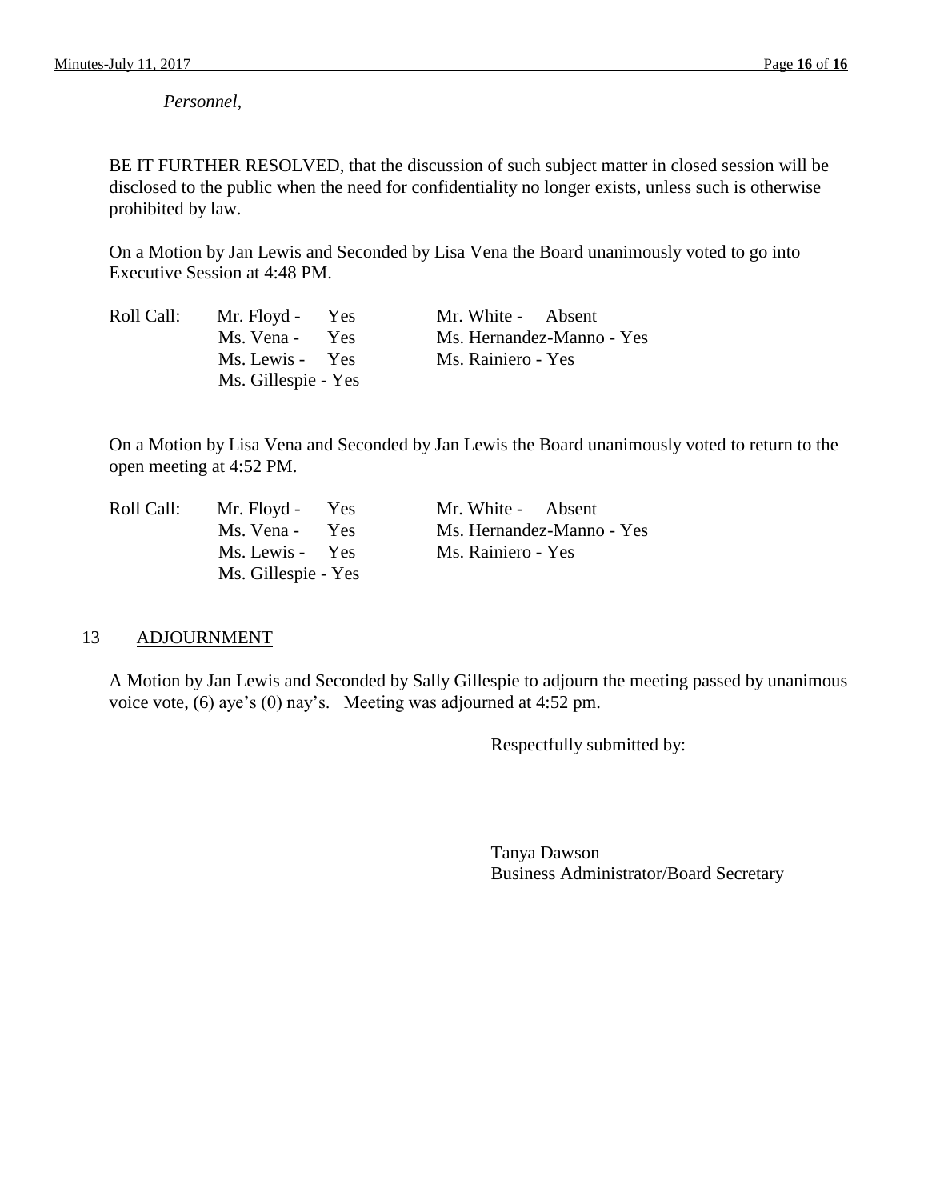*Personnel,*

BE IT FURTHER RESOLVED, that the discussion of such subject matter in closed session will be disclosed to the public when the need for confidentiality no longer exists, unless such is otherwise prohibited by law.

On a Motion by Jan Lewis and Seconded by Lisa Vena the Board unanimously voted to go into Executive Session at 4:48 PM.

| | | |
|---|---|---|
| Roll Call: | Mr. Floyd - Yes | Mr. White - Absent |
| | Ms. Vena - Yes | Ms. Hernandez-Manno - Yes |
| | Ms. Lewis - Yes | Ms. Rainiero - Yes |
| | Ms. Gillespie - Yes | |

On a Motion by Lisa Vena and Seconded by Jan Lewis the Board unanimously voted to return to the open meeting at 4:52 PM.

| | | |
|---|---|---|
| Roll Call: | Mr. Floyd - Yes | Mr. White - Absent |
| | Ms. Vena - Yes | Ms. Hernandez-Manno - Yes |
| | Ms. Lewis - Yes | Ms. Rainiero - Yes |
| | Ms. Gillespie - Yes | |

## 13 ADJOURNMENT

A Motion by Jan Lewis and Seconded by Sally Gillespie to adjourn the meeting passed by unanimous voice vote, (6) aye's (0) nay's. Meeting was adjourned at 4:52 pm.

Respectfully submitted by:

Tanya Dawson
Business Administrator/Board Secretary